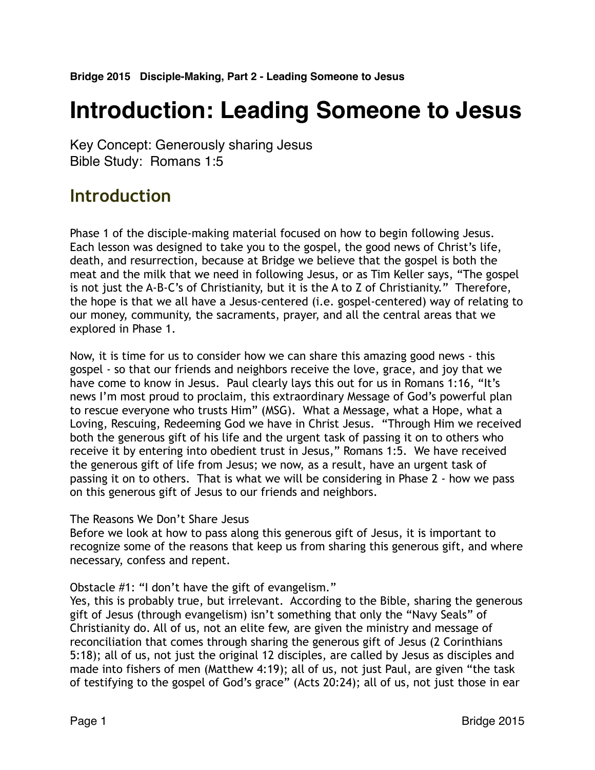**Bridge 2015 Disciple-Making, Part 2 - Leading Someone to Jesus**

# Introduction: Leading Someone to Jesus

Key Concept: Generously sharing Jesus
Bible Study: Romans 1:5

## Introduction

Phase 1 of the disciple-making material focused on how to begin following Jesus. Each lesson was designed to take you to the gospel, the good news of Christ's life, death, and resurrection, because at Bridge we believe that the gospel is both the meat and the milk that we need in following Jesus, or as Tim Keller says, "The gospel is not just the A-B-C's of Christianity, but it is the A to Z of Christianity." Therefore, the hope is that we all have a Jesus-centered (i.e. gospel-centered) way of relating to our money, community, the sacraments, prayer, and all the central areas that we explored in Phase 1.

Now, it is time for us to consider how we can share this amazing good news - this gospel - so that our friends and neighbors receive the love, grace, and joy that we have come to know in Jesus. Paul clearly lays this out for us in Romans 1:16, "It's news I'm most proud to proclaim, this extraordinary Message of God's powerful plan to rescue everyone who trusts Him" (MSG). What a Message, what a Hope, what a Loving, Rescuing, Redeeming God we have in Christ Jesus. "Through Him we received both the generous gift of his life and the urgent task of passing it on to others who receive it by entering into obedient trust in Jesus," Romans 1:5. We have received the generous gift of life from Jesus; we now, as a result, have an urgent task of passing it on to others. That is what we will be considering in Phase 2 - how we pass on this generous gift of Jesus to our friends and neighbors.

The Reasons We Don't Share Jesus
Before we look at how to pass along this generous gift of Jesus, it is important to recognize some of the reasons that keep us from sharing this generous gift, and where necessary, confess and repent.

Obstacle #1: "I don't have the gift of evangelism."
Yes, this is probably true, but irrelevant. According to the Bible, sharing the generous gift of Jesus (through evangelism) isn't something that only the "Navy Seals" of Christianity do. All of us, not an elite few, are given the ministry and message of reconciliation that comes through sharing the generous gift of Jesus (2 Corinthians 5:18); all of us, not just the original 12 disciples, are called by Jesus as disciples and made into fishers of men (Matthew 4:19); all of us, not just Paul, are given "the task of testifying to the gospel of God's grace" (Acts 20:24); all of us, not just those in ear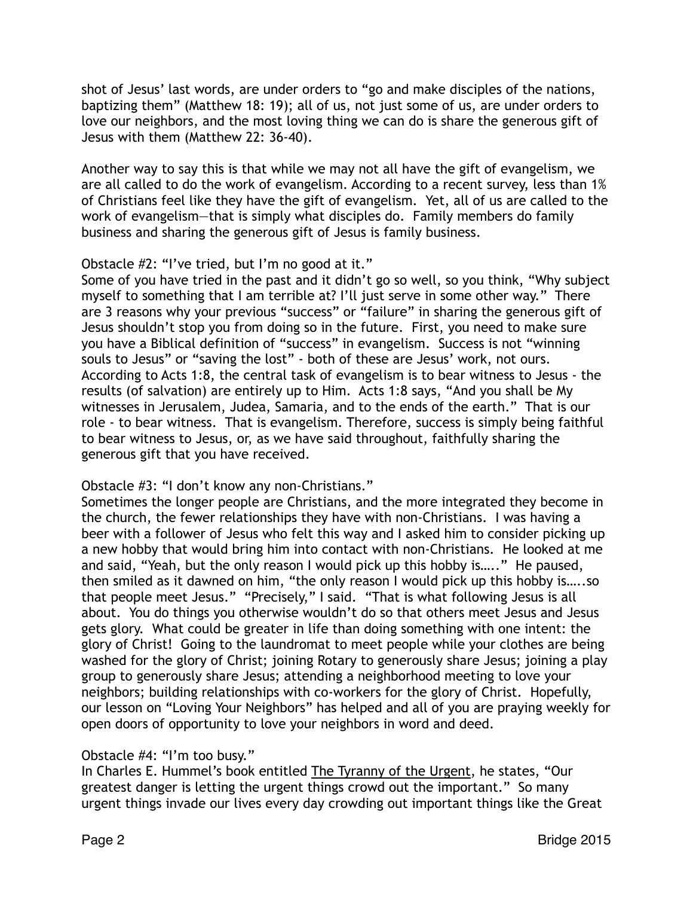shot of Jesus' last words, are under orders to "go and make disciples of the nations, baptizing them" (Matthew 18: 19); all of us, not just some of us, are under orders to love our neighbors, and the most loving thing we can do is share the generous gift of Jesus with them (Matthew 22: 36-40).

Another way to say this is that while we may not all have the gift of evangelism, we are all called to do the work of evangelism. According to a recent survey, less than 1% of Christians feel like they have the gift of evangelism. Yet, all of us are called to the work of evangelism—that is simply what disciples do. Family members do family business and sharing the generous gift of Jesus is family business.

Obstacle #2: "I've tried, but I'm no good at it."
Some of you have tried in the past and it didn't go so well, so you think, "Why subject myself to something that I am terrible at? I'll just serve in some other way." There are 3 reasons why your previous "success" or "failure" in sharing the generous gift of Jesus shouldn't stop you from doing so in the future. First, you need to make sure you have a Biblical definition of "success" in evangelism. Success is not "winning souls to Jesus" or "saving the lost" - both of these are Jesus' work, not ours. According to Acts 1:8, the central task of evangelism is to bear witness to Jesus - the results (of salvation) are entirely up to Him. Acts 1:8 says, "And you shall be My witnesses in Jerusalem, Judea, Samaria, and to the ends of the earth." That is our role - to bear witness. That is evangelism. Therefore, success is simply being faithful to bear witness to Jesus, or, as we have said throughout, faithfully sharing the generous gift that you have received.

Obstacle #3: "I don't know any non-Christians."
Sometimes the longer people are Christians, and the more integrated they become in the church, the fewer relationships they have with non-Christians. I was having a beer with a follower of Jesus who felt this way and I asked him to consider picking up a new hobby that would bring him into contact with non-Christians. He looked at me and said, "Yeah, but the only reason I would pick up this hobby is….." He paused, then smiled as it dawned on him, "the only reason I would pick up this hobby is…..so that people meet Jesus." "Precisely," I said. "That is what following Jesus is all about. You do things you otherwise wouldn't do so that others meet Jesus and Jesus gets glory. What could be greater in life than doing something with one intent: the glory of Christ! Going to the laundromat to meet people while your clothes are being washed for the glory of Christ; joining Rotary to generously share Jesus; joining a play group to generously share Jesus; attending a neighborhood meeting to love your neighbors; building relationships with co-workers for the glory of Christ. Hopefully, our lesson on "Loving Your Neighbors" has helped and all of you are praying weekly for open doors of opportunity to love your neighbors in word and deed.

Obstacle #4: "I'm too busy."
In Charles E. Hummel's book entitled <u>The Tyranny of the Urgent</u>, he states, "Our greatest danger is letting the urgent things crowd out the important." So many urgent things invade our lives every day crowding out important things like the Great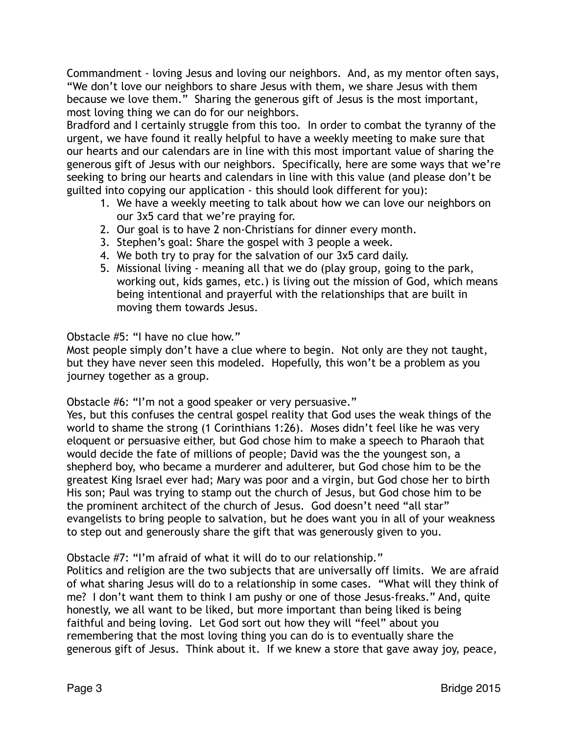Commandment - loving Jesus and loving our neighbors. And, as my mentor often says, "We don't love our neighbors to share Jesus with them, we share Jesus with them because we love them." Sharing the generous gift of Jesus is the most important, most loving thing we can do for our neighbors.

Bradford and I certainly struggle from this too. In order to combat the tyranny of the urgent, we have found it really helpful to have a weekly meeting to make sure that our hearts and our calendars are in line with this most important value of sharing the generous gift of Jesus with our neighbors. Specifically, here are some ways that we're seeking to bring our hearts and calendars in line with this value (and please don't be guilted into copying our application - this should look different for you):

1. We have a weekly meeting to talk about how we can love our neighbors on our 3x5 card that we're praying for.
2. Our goal is to have 2 non-Christians for dinner every month.
3. Stephen's goal: Share the gospel with 3 people a week.
4. We both try to pray for the salvation of our 3x5 card daily.
5. Missional living - meaning all that we do (play group, going to the park, working out, kids games, etc.) is living out the mission of God, which means being intentional and prayerful with the relationships that are built in moving them towards Jesus.

Obstacle #5: "I have no clue how."

Most people simply don't have a clue where to begin. Not only are they not taught, but they have never seen this modeled. Hopefully, this won't be a problem as you journey together as a group.

Obstacle #6: "I'm not a good speaker or very persuasive."

Yes, but this confuses the central gospel reality that God uses the weak things of the world to shame the strong (1 Corinthians 1:26). Moses didn't feel like he was very eloquent or persuasive either, but God chose him to make a speech to Pharaoh that would decide the fate of millions of people; David was the the youngest son, a shepherd boy, who became a murderer and adulterer, but God chose him to be the greatest King Israel ever had; Mary was poor and a virgin, but God chose her to birth His son; Paul was trying to stamp out the church of Jesus, but God chose him to be the prominent architect of the church of Jesus. God doesn't need "all star" evangelists to bring people to salvation, but he does want you in all of your weakness to step out and generously share the gift that was generously given to you.

Obstacle #7: "I'm afraid of what it will do to our relationship."

Politics and religion are the two subjects that are universally off limits. We are afraid of what sharing Jesus will do to a relationship in some cases. "What will they think of me? I don't want them to think I am pushy or one of those Jesus-freaks." And, quite honestly, we all want to be liked, but more important than being liked is being faithful and being loving. Let God sort out how they will "feel" about you remembering that the most loving thing you can do is to eventually share the generous gift of Jesus. Think about it. If we knew a store that gave away joy, peace,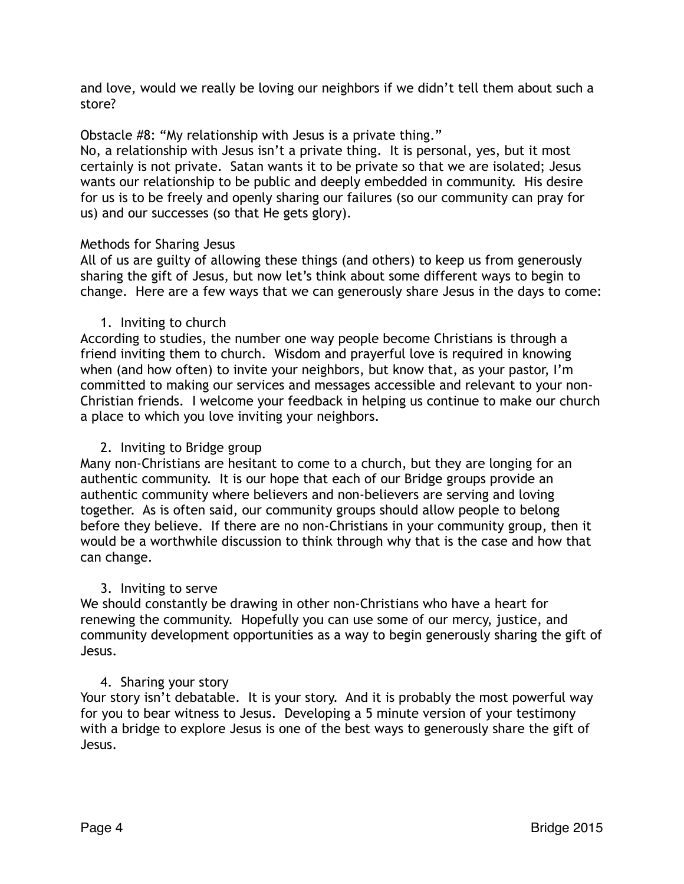and love, would we really be loving our neighbors if we didn't tell them about such a store?

Obstacle #8: "My relationship with Jesus is a private thing."
No, a relationship with Jesus isn't a private thing. It is personal, yes, but it most certainly is not private. Satan wants it to be private so that we are isolated; Jesus wants our relationship to be public and deeply embedded in community. His desire for us is to be freely and openly sharing our failures (so our community can pray for us) and our successes (so that He gets glory).

## Methods for Sharing Jesus

All of us are guilty of allowing these things (and others) to keep us from generously sharing the gift of Jesus, but now let's think about some different ways to begin to change. Here are a few ways that we can generously share Jesus in the days to come:

1. Inviting to church

According to studies, the number one way people become Christians is through a friend inviting them to church. Wisdom and prayerful love is required in knowing when (and how often) to invite your neighbors, but know that, as your pastor, I'm committed to making our services and messages accessible and relevant to your non-Christian friends. I welcome your feedback in helping us continue to make our church a place to which you love inviting your neighbors.

2. Inviting to Bridge group

Many non-Christians are hesitant to come to a church, but they are longing for an authentic community. It is our hope that each of our Bridge groups provide an authentic community where believers and non-believers are serving and loving together. As is often said, our community groups should allow people to belong before they believe. If there are no non-Christians in your community group, then it would be a worthwhile discussion to think through why that is the case and how that can change.

3. Inviting to serve

We should constantly be drawing in other non-Christians who have a heart for renewing the community. Hopefully you can use some of our mercy, justice, and community development opportunities as a way to begin generously sharing the gift of Jesus.

4. Sharing your story

Your story isn't debatable. It is your story. And it is probably the most powerful way for you to bear witness to Jesus. Developing a 5 minute version of your testimony with a bridge to explore Jesus is one of the best ways to generously share the gift of Jesus.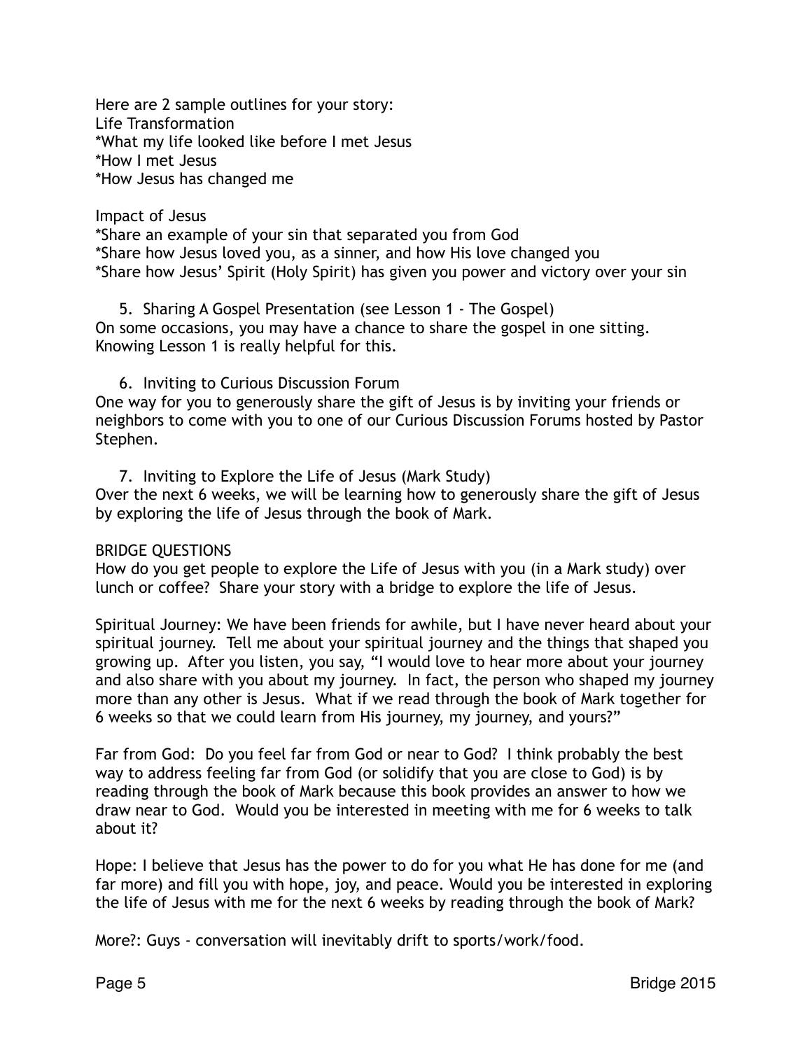Here are 2 sample outlines for your story:
Life Transformation
*What my life looked like before I met Jesus
*How I met Jesus
*How Jesus has changed me

Impact of Jesus
*Share an example of your sin that separated you from God
*Share how Jesus loved you, as a sinner, and how His love changed you
*Share how Jesus' Spirit (Holy Spirit) has given you power and victory over your sin

5. Sharing A Gospel Presentation (see Lesson 1 - The Gospel)

On some occasions, you may have a chance to share the gospel in one sitting. Knowing Lesson 1 is really helpful for this.

6. Inviting to Curious Discussion Forum

One way for you to generously share the gift of Jesus is by inviting your friends or neighbors to come with you to one of our Curious Discussion Forums hosted by Pastor Stephen.

7. Inviting to Explore the Life of Jesus (Mark Study)

Over the next 6 weeks, we will be learning how to generously share the gift of Jesus by exploring the life of Jesus through the book of Mark.

BRIDGE QUESTIONS

How do you get people to explore the Life of Jesus with you (in a Mark study) over lunch or coffee? Share your story with a bridge to explore the life of Jesus.

Spiritual Journey: We have been friends for awhile, but I have never heard about your spiritual journey. Tell me about your spiritual journey and the things that shaped you growing up. After you listen, you say, "I would love to hear more about your journey and also share with you about my journey. In fact, the person who shaped my journey more than any other is Jesus. What if we read through the book of Mark together for 6 weeks so that we could learn from His journey, my journey, and yours?"

Far from God: Do you feel far from God or near to God? I think probably the best way to address feeling far from God (or solidify that you are close to God) is by reading through the book of Mark because this book provides an answer to how we draw near to God. Would you be interested in meeting with me for 6 weeks to talk about it?

Hope: I believe that Jesus has the power to do for you what He has done for me (and far more) and fill you with hope, joy, and peace. Would you be interested in exploring the life of Jesus with me for the next 6 weeks by reading through the book of Mark?

More?: Guys - conversation will inevitably drift to sports/work/food.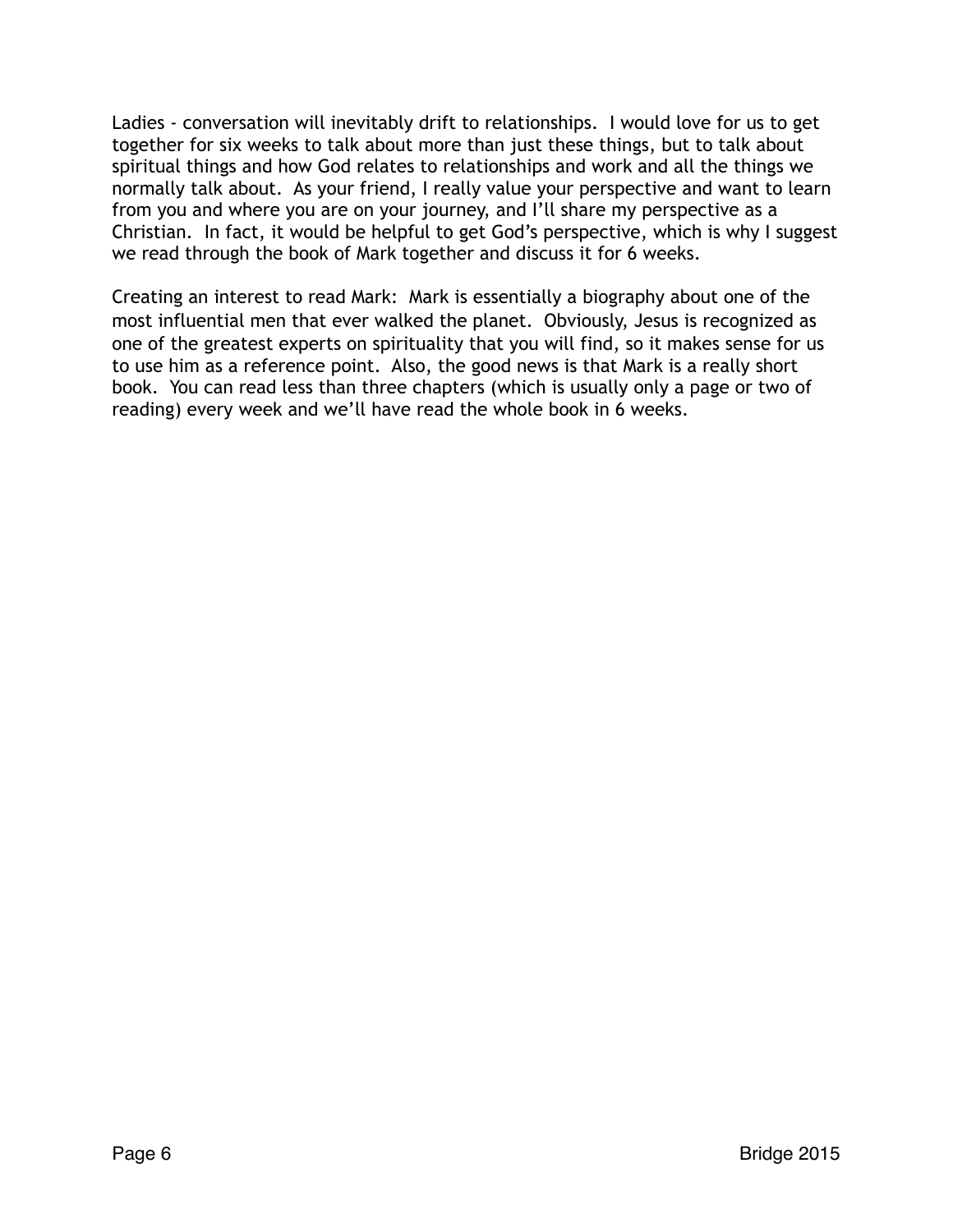Ladies - conversation will inevitably drift to relationships. I would love for us to get together for six weeks to talk about more than just these things, but to talk about spiritual things and how God relates to relationships and work and all the things we normally talk about. As your friend, I really value your perspective and want to learn from you and where you are on your journey, and I'll share my perspective as a Christian. In fact, it would be helpful to get God's perspective, which is why I suggest we read through the book of Mark together and discuss it for 6 weeks.

Creating an interest to read Mark: Mark is essentially a biography about one of the most influential men that ever walked the planet. Obviously, Jesus is recognized as one of the greatest experts on spirituality that you will find, so it makes sense for us to use him as a reference point. Also, the good news is that Mark is a really short book. You can read less than three chapters (which is usually only a page or two of reading) every week and we'll have read the whole book in 6 weeks.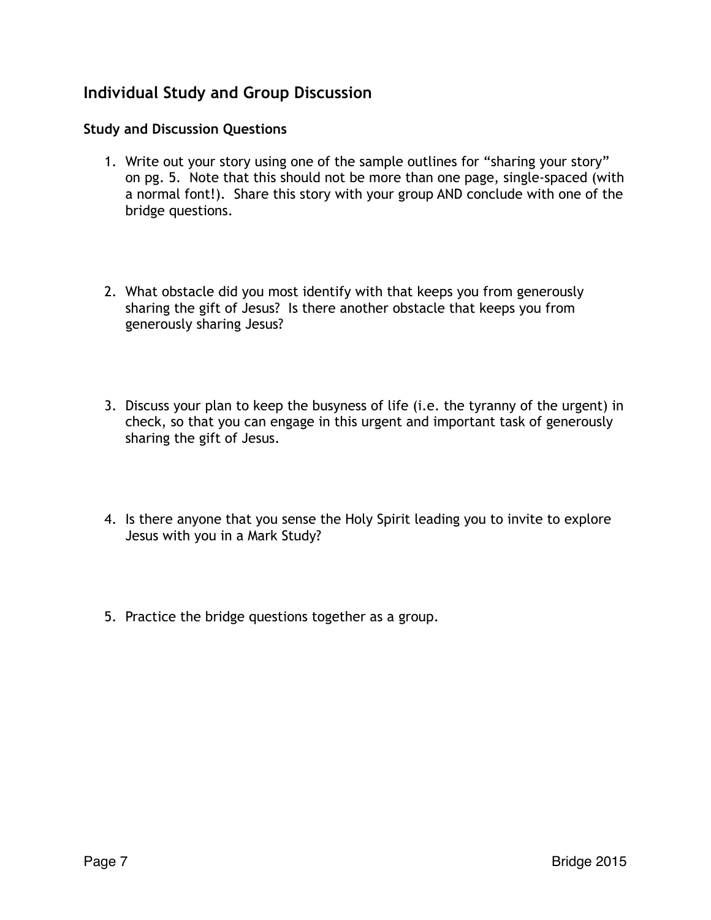## Individual Study and Group Discussion

### Study and Discussion Questions

1. Write out your story using one of the sample outlines for "sharing your story" on pg. 5. Note that this should not be more than one page, single-spaced (with a normal font!). Share this story with your group AND conclude with one of the bridge questions.

2. What obstacle did you most identify with that keeps you from generously sharing the gift of Jesus? Is there another obstacle that keeps you from generously sharing Jesus?

3. Discuss your plan to keep the busyness of life (i.e. the tyranny of the urgent) in check, so that you can engage in this urgent and important task of generously sharing the gift of Jesus.

4. Is there anyone that you sense the Holy Spirit leading you to invite to explore Jesus with you in a Mark Study?

5. Practice the bridge questions together as a group.